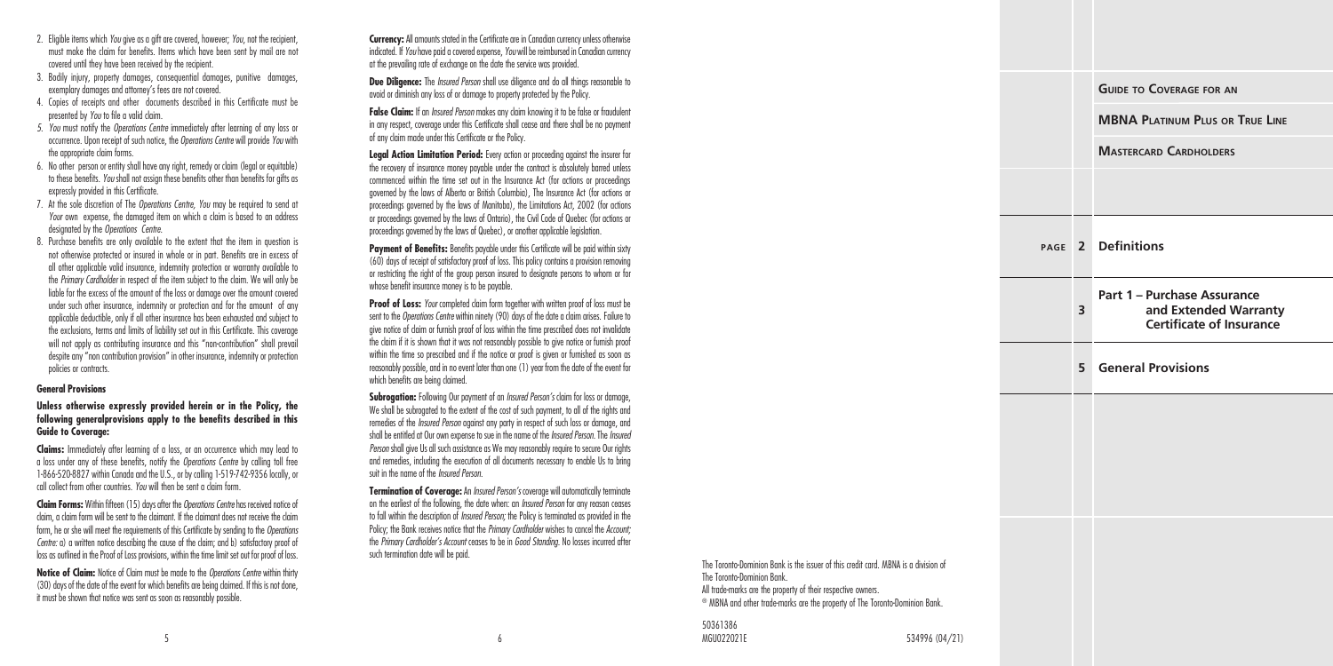2. Eligible items which *You* give as a gift are covered, however; *You*, not the recipient, must make the claim for benefits. Items which have been sent by mail are not covered until they have been received by the recipient.
3. Bodily injury, property damages, consequential damages, punitive damages, exemplary damages and attorney's fees are not covered.
4. Copies of receipts and other documents described in this Certificate must be presented by *You* to file a valid claim.
5. *You* must notify the *Operations Centre* immediately after learning of any loss or occurrence. Upon receipt of such notice, the *Operations Centre* will provide *You* with the appropriate claim forms.
6. No other person or entity shall have any right, remedy or claim (legal or equitable) to these benefits. *You* shall not assign these benefits other than benefits for gifts as expressly provided in this Certificate.
7. At the sole discretion of The *Operations Centre, You* may be required to send at *Your* own expense, the damaged item on which a claim is based to an address designated by the *Operations Centre*.
8. Purchase benefits are only available to the extent that the item in question is not otherwise protected or insured in whole or in part. Benefits are in excess of all other applicable valid insurance, indemnity protection or warranty available to the *Primary Cardholder* in respect of the item subject to the claim. We will only be liable for the excess of the amount of the loss or damage over the amount covered under such other insurance, indemnity or protection and for the amount of any applicable deductible, only if all other insurance has been exhausted and subject to the exclusions, terms and limits of liability set out in this Certificate. This coverage will not apply as contributing insurance and this "non-contribution" shall prevail despite any "non contribution provision" in other insurance, indemnity or protection policies or contracts.

#### General Provisions

**Unless otherwise expressly provided herein or in the Policy, the following generalprovisions apply to the benefits described in this Guide to Coverage:**

**Claims:** Immediately after learning of a loss, or an occurrence which may lead to a loss under any of these benefits, notify the *Operations Centre* by calling toll free 1-866-520-8827 within Canada and the U.S., or by calling 1-519-742-9356 locally, or call collect from other countries. *You* will then be sent a claim form.

**Claim Forms:** Within fifteen (15) days after the *Operations Centre* has received notice of claim, a claim form will be sent to the claimant. If the claimant does not receive the claim form, he or she will meet the requirements of this Certificate by sending to the *Operations Centre:* a) a written notice describing the cause of the claim; and b) satisfactory proof of loss as outlined in the Proof of Loss provisions, within the time limit set out for proof of loss.

**Notice of Claim:** Notice of Claim must be made to the *Operations Centre* within thirty (30) days of the date of the event for which benefits are being claimed. If this is not done, it must be shown that notice was sent as soon as reasonably possible.

**Currency:** All amounts stated in the Certificate are in Canadian currency unless otherwise indicated. If *You* have paid a covered expense, *You* will be reimbursed in Canadian currency at the prevailing rate of exchange on the date the service was provided.

**Due Diligence:** The *Insured Person* shall use diligence and do all things reasonable to avoid or diminish any loss of or damage to property protected by the Policy.

**False Claim:** If an *Insured Person* makes any claim knowing it to be false or fraudulent in any respect, coverage under this Certificate shall cease and there shall be no payment of any claim made under this Certificate or the Policy.

**Legal Action Limitation Period:** Every action or proceeding against the insurer for the recovery of insurance money payable under the contract is absolutely barred unless commenced within the time set out in the Insurance Act (for actions or proceedings governed by the laws of Alberta or British Columbia), The Insurance Act (for actions or proceedings governed by the laws of Manitoba), the Limitations Act, 2002 (for actions or proceedings governed by the laws of Ontario), the Civil Code of Quebec (for actions or proceedings governed by the laws of Quebec), or another applicable legislation.

**Payment of Benefits:** Benefits payable under this Certificate will be paid within sixty (60) days of receipt of satisfactory proof of loss. This policy contains a provision removing or restricting the right of the group person insured to designate persons to whom or for whose benefit insurance money is to be payable.

**Proof of Loss:** *Your* completed claim form together with written proof of loss must be sent to the *Operations Centre* within ninety (90) days of the date a claim arises. Failure to give notice of claim or furnish proof of loss within the time prescribed does not invalidate the claim if it is shown that it was not reasonably possible to give notice or furnish proof within the time so prescribed and if the notice or proof is given or furnished as soon as reasonably possible, and in no event later than one (1) year from the date of the event for which benefits are being claimed.

**Subrogation:** Following Our payment of an *Insured Person's* claim for loss or damage, We shall be subrogated to the extent of the cost of such payment, to all of the rights and remedies of the *Insured Person* against any party in respect of such loss or damage, and shall be entitled at Our own expense to sue in the name of the *Insured Person*. The *Insured Person* shall give Us all such assistance as We may reasonably require to secure Our rights and remedies, including the execution of all documents necessary to enable Us to bring suit in the name of the *Insured Person*.

**Termination of Coverage:** An *Insured Person's* coverage will automatically terminate on the earliest of the following, the date when: an *Insured Person* for any reason ceases to fall within the description of *Insured Person;* the Policy is terminated as provided in the Policy; the Bank receives notice that the *Primary Cardholder* wishes to cancel the *Account;* the *Primary Cardholder's Account* ceases to be in *Good Standing*. No losses incurred after such termination date will be paid.

The Toronto-Dominion Bank is the issuer of this credit card. MBNA is a division of The Toronto-Dominion Bank.
All trade-marks are the property of their respective owners.
® MBNA and other trade-marks are the property of The Toronto-Dominion Bank.

50361386
MGU022021E 534996 (04/21)

# Guide to Coverage for an MBNA Platinum Plus or True Line Mastercard Cardholders

| PAGE | | |
|---|---|---|
| | 2 | Definitions |
| | 3 | Part 1 – Purchase Assurance and Extended Warranty Certificate of Insurance |
| | 5 | General Provisions |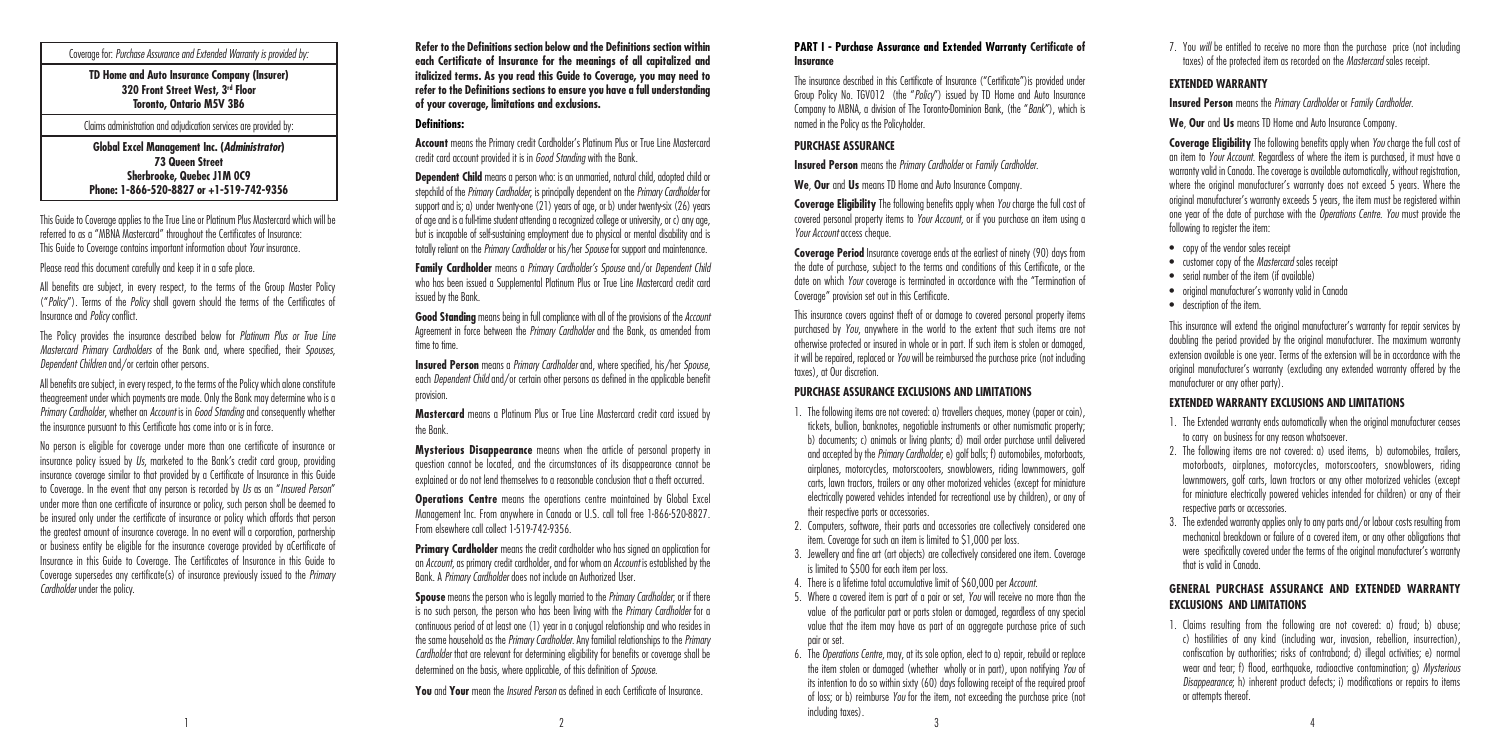Coverage for: *Purchase Assurance and Extended Warranty is provided by:*

**TD Home and Auto Insurance Company (Insurer)**
**320 Front Street West, 3rd Floor**
**Toronto, Ontario M5V 3B6**

Claims administration and adjudication services are provided by:

**Global Excel Management Inc. (*Administrator*)**
**73 Queen Street**
**Sherbrooke, Quebec J1M 0C9**
**Phone: 1-866-520-8827 or +1-519-742-9356**

This Guide to Coverage applies to the True Line or Platinum Plus Mastercard which will be referred to as a "MBNA Mastercard" throughout the Certificates of Insurance: This Guide to Coverage contains important information about *Your* insurance.

Please read this document carefully and keep it in a safe place.

All benefits are subject, in every respect, to the terms of the Group Master Policy ("*Policy*"). Terms of the *Policy* shall govern should the terms of the Certificates of Insurance and *Policy* conflict.

The Policy provides the insurance described below for *Platinum Plus or True Line Mastercard Primary Cardholders* of the Bank and, where specified, their *Spouses*, *Dependent Children* and/or certain other persons.

All benefits are subject, in every respect, to the terms of the Policy which alone constitute theagreement under which payments are made. Only the Bank may determine who is a *Primary Cardholder*, whether an *Account* is in *Good Standing* and consequently whether the insurance pursuant to this Certificate has come into or is in force.

No person is eligible for coverage under more than one certificate of insurance or insurance policy issued by *Us*, marketed to the Bank's credit card group, providing insurance coverage similar to that provided by a Certificate of Insurance in this Guide to Coverage. In the event that any person is recorded by *Us* as an "*Insured Person*" under more than one certificate of insurance or policy, such person shall be deemed to be insured only under the certificate of insurance or policy which affords that person the greatest amount of insurance coverage. In no event will a corporation, partnership or business entity be eligible for the insurance coverage provided by aCertificate of Insurance in this Guide to Coverage. The Certificates of Insurance in this Guide to Coverage supersedes any certificate(s) of insurance previously issued to the *Primary Cardholder* under the policy.

**Refer to the Definitions section below and the Definitions section within each Certificate of Insurance for the meanings of all capitalized and italicized terms. As you read this Guide to Coverage, you may need to refer to the Definitions sections to ensure you have a full understanding of your coverage, limitations and exclusions.**

### Definitions:

**Account** means the Primary credit Cardholder's Platinum Plus or True Line Mastercard credit card account provided it is in *Good Standing* with the Bank.

**Dependent Child** means a person who: is an unmarried, natural child, adopted child or stepchild of the *Primary Cardholder*, is principally dependent on the *Primary Cardholder* for support and is; a) under twenty-one (21) years of age, or b) under twenty-six (26) years of age and is a full-time student attending a recognized college or university, or c) any age, but is incapable of self-sustaining employment due to physical or mental disability and is totally reliant on the *Primary Cardholder* or his/her *Spouse* for support and maintenance.

**Family Cardholder** means a *Primary Cardholder's Spouse* and/or *Dependent Child* who has been issued a Supplemental Platinum Plus or True Line Mastercard credit card issued by the Bank.

**Good Standing** means being in full compliance with all of the provisions of the *Account* Agreement in force between the *Primary Cardholder* and the Bank, as amended from time to time.

**Insured Person** means a *Primary Cardholder* and, where specified, his/her *Spouse*, each *Dependent Child* and/or certain other persons as defined in the applicable benefit provision.

**Mastercard** means a Platinum Plus or True Line Mastercard credit card issued by the Bank.

**Mysterious Disappearance** means when the article of personal property in question cannot be located, and the circumstances of its disappearance cannot be explained or do not lend themselves to a reasonable conclusion that a theft occurred.

**Operations Centre** means the operations centre maintained by Global Excel Management Inc. From anywhere in Canada or U.S. call toll free 1-866-520-8827. From elsewhere call collect 1-519-742-9356.

**Primary Cardholder** means the credit cardholder who has signed an application for an *Account*, as primary credit cardholder, and for whom an *Account* is established by the Bank. A *Primary Cardholder* does not include an Authorized User.

**Spouse** means the person who is legally married to the *Primary Cardholder*; or if there is no such person, the person who has been living with the *Primary Cardholder* for a continuous period of at least one (1) year in a conjugal relationship and who resides in the same household as the *Primary Cardholder*. Any familial relationships to the *Primary Cardholder* that are relevant for determining eligibility for benefits or coverage shall be determined on the basis, where applicable, of this definition of *Spouse*.

**You** and **Your** mean the *Insured Person* as defined in each Certificate of Insurance.

## PART I - Purchase Assurance and Extended Warranty Certificate of Insurance

The insurance described in this Certificate of Insurance ("Certificate")is provided under Group Policy No. TGV012 (the "*Policy*") issued by TD Home and Auto Insurance Company to MBNA, a division of The Toronto-Dominion Bank, (the "*Bank*"), which is named in the Policy as the Policyholder.

### PURCHASE ASSURANCE

**Insured Person** means the *Primary Cardholder* or *Family Cardholder*.

**We**, **Our** and **Us** means TD Home and Auto Insurance Company.

**Coverage Eligibility** The following benefits apply when *You* charge the full cost of covered personal property items to *Your Account*, or if you purchase an item using a *Your Account* access cheque.

**Coverage Period** Insurance coverage ends at the earliest of ninety (90) days from the date of purchase, subject to the terms and conditions of this Certificate, or the date on which *Your* coverage is terminated in accordance with the "Termination of Coverage" provision set out in this Certificate.

This insurance covers against theft of or damage to covered personal property items purchased by *You*, anywhere in the world to the extent that such items are not otherwise protected or insured in whole or in part. If such item is stolen or damaged, it will be repaired, replaced or *You* will be reimbursed the purchase price (not including taxes), at Our discretion.

### PURCHASE ASSURANCE EXCLUSIONS AND LIMITATIONS

1. The following items are not covered: a) travellers cheques, money (paper or coin), tickets, bullion, banknotes, negotiable instruments or other numismatic property; b) documents; c) animals or living plants; d) mail order purchase until delivered and accepted by the *Primary Cardholder*; e) golf balls; f) automobiles, motorboats, airplanes, motorcycles, motorscooters, snowblowers, riding lawnmowers, golf carts, lawn tractors, trailers or any other motorized vehicles (except for miniature electrically powered vehicles intended for recreational use by children), or any of their respective parts or accessories.
2. Computers, software, their parts and accessories are collectively considered one item. Coverage for such an item is limited to $1,000 per loss.
3. Jewellery and fine art (art objects) are collectively considered one item. Coverage is limited to $500 for each item per loss.
4. There is a lifetime total accumulative limit of $60,000 per *Account*.
5. Where a covered item is part of a pair or set, *You* will receive no more than the value of the particular part or parts stolen or damaged, regardless of any special value that the item may have as part of an aggregate purchase price of such pair or set.
6. The *Operations Centre*, may, at its sole option, elect to a) repair, rebuild or replace the item stolen or damaged (whether wholly or in part), upon notifying *You* of its intention to do so within sixty (60) days following receipt of the required proof of loss; or b) reimburse *You* for the item, not exceeding the purchase price (not including taxes).
7. You *will* be entitled to receive no more than the purchase price (not including taxes) of the protected item as recorded on the *Mastercard* sales receipt.

### EXTENDED WARRANTY

**Insured Person** means the *Primary Cardholder* or *Family Cardholder*.

**We**, **Our** and **Us** means TD Home and Auto Insurance Company.

**Coverage Eligibility** The following benefits apply when *You* charge the full cost of an item to *Your Account*. Regardless of where the item is purchased, it must have a warranty valid in Canada. The coverage is available automatically, without registration, where the original manufacturer's warranty does not exceed 5 years. Where the original manufacturer's warranty exceeds 5 years, the item must be registered within one year of the date of purchase with the *Operations Centre*. *You* must provide the following to register the item:

- copy of the vendor sales receipt
- customer copy of the *Mastercard* sales receipt
- serial number of the item (if available)
- original manufacturer's warranty valid in Canada
- description of the item.

This insurance will extend the original manufacturer's warranty for repair services by doubling the period provided by the original manufacturer. The maximum warranty extension available is one year. Terms of the extension will be in accordance with the original manufacturer's warranty (excluding any extended warranty offered by the manufacturer or any other party).

### EXTENDED WARRANTY EXCLUSIONS AND LIMITATIONS

1. The Extended warranty ends automatically when the original manufacturer ceases to carry on business for any reason whatsoever.
2. The following items are not covered: a) used items, b) automobiles, trailers, motorboats, airplanes, motorcycles, motorscooters, snowblowers, riding lawnmowers, golf carts, lawn tractors or any other motorized vehicles (except for miniature electrically powered vehicles intended for children) or any of their respective parts or accessories.
3. The extended warranty applies only to any parts and/or labour costs resulting from mechanical breakdown or failure of a covered item, or any other obligations that were specifically covered under the terms of the original manufacturer's warranty that is valid in Canada.

### GENERAL PURCHASE ASSURANCE AND EXTENDED WARRANTY EXCLUSIONS AND LIMITATIONS

1. Claims resulting from the following are not covered: a) fraud; b) abuse; c) hostilities of any kind (including war, invasion, rebellion, insurrection), confiscation by authorities; risks of contraband; d) illegal activities; e) normal wear and tear; f) flood, earthquake, radioactive contamination; g) *Mysterious Disappearance*; h) inherent product defects; i) modifications or repairs to items or attempts thereof.